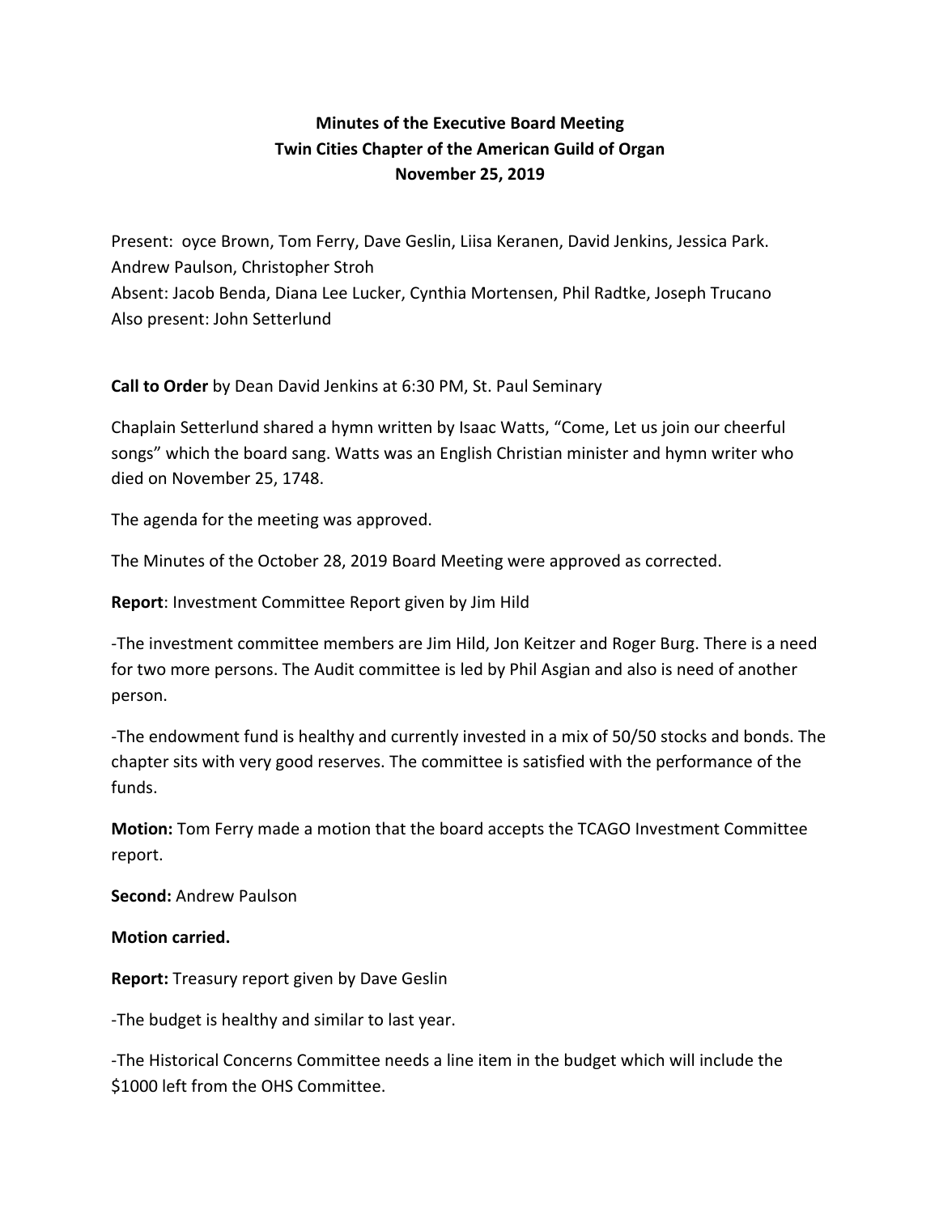**Minutes of the Executive Board Meeting**
**Twin Cities Chapter of the American Guild of Organ**
**November 25, 2019**

Present: oyce Brown, Tom Ferry, Dave Geslin, Liisa Keranen, David Jenkins, Jessica Park. Andrew Paulson, Christopher Stroh
Absent: Jacob Benda, Diana Lee Lucker, Cynthia Mortensen, Phil Radtke, Joseph Trucano
Also present: John Setterlund

**Call to Order** by Dean David Jenkins at 6:30 PM, St. Paul Seminary

Chaplain Setterlund shared a hymn written by Isaac Watts, "Come, Let us join our cheerful songs" which the board sang. Watts was an English Christian minister and hymn writer who died on November 25, 1748.

The agenda for the meeting was approved.

The Minutes of the October 28, 2019 Board Meeting were approved as corrected.

**Report**: Investment Committee Report given by Jim Hild

-The investment committee members are Jim Hild, Jon Keitzer and Roger Burg. There is a need for two more persons. The Audit committee is led by Phil Asgian and also is need of another person.

-The endowment fund is healthy and currently invested in a mix of 50/50 stocks and bonds. The chapter sits with very good reserves. The committee is satisfied with the performance of the funds.

**Motion:** Tom Ferry made a motion that the board accepts the TCAGO Investment Committee report.

**Second:** Andrew Paulson

**Motion carried.**

**Report:** Treasury report given by Dave Geslin

-The budget is healthy and similar to last year.

-The Historical Concerns Committee needs a line item in the budget which will include the $1000 left from the OHS Committee.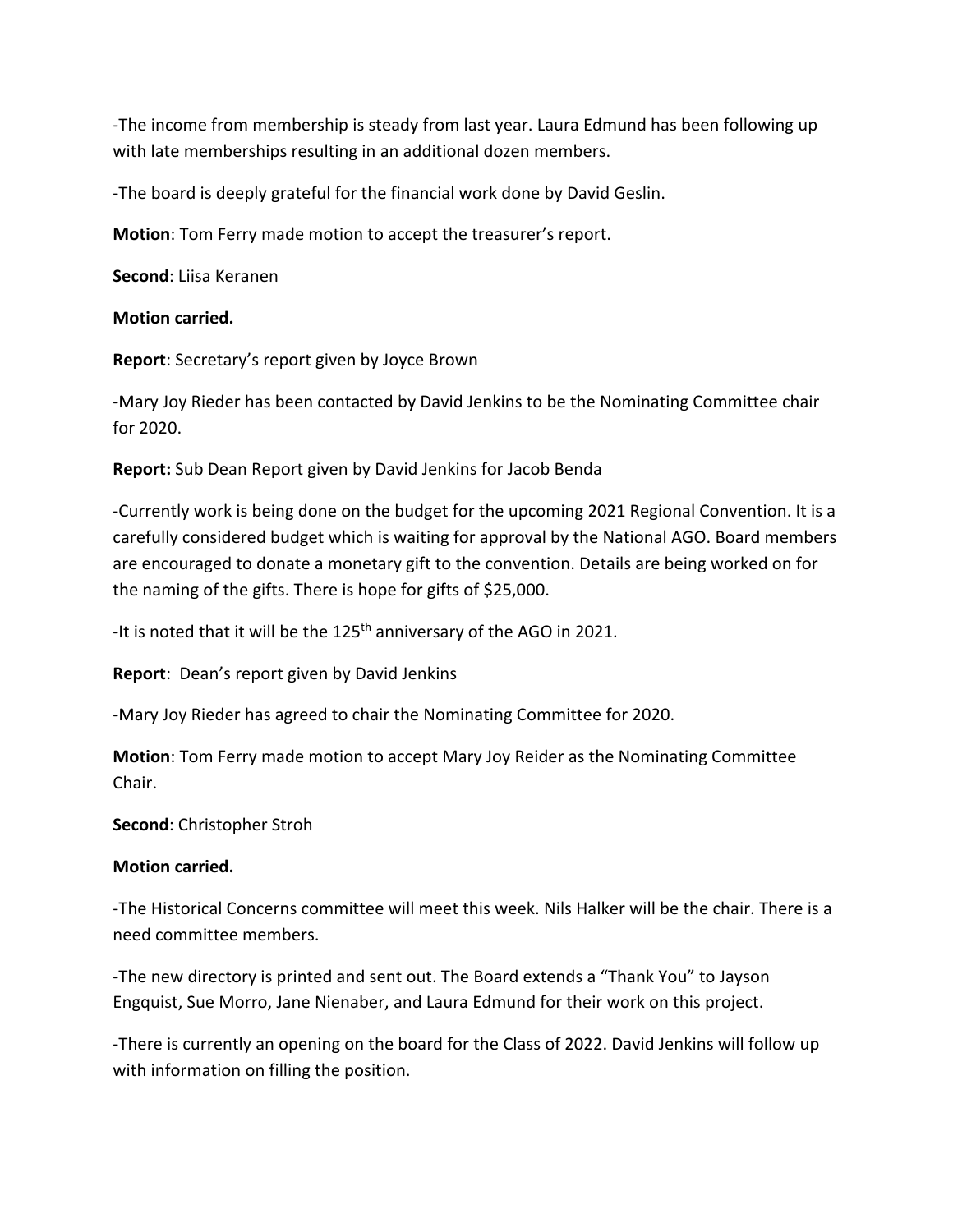-The income from membership is steady from last year. Laura Edmund has been following up with late memberships resulting in an additional dozen members.

-The board is deeply grateful for the financial work done by David Geslin.

**Motion**: Tom Ferry made motion to accept the treasurer's report.

**Second**: Liisa Keranen

**Motion carried.**

**Report**: Secretary's report given by Joyce Brown

-Mary Joy Rieder has been contacted by David Jenkins to be the Nominating Committee chair for 2020.

**Report:** Sub Dean Report given by David Jenkins for Jacob Benda

-Currently work is being done on the budget for the upcoming 2021 Regional Convention. It is a carefully considered budget which is waiting for approval by the National AGO. Board members are encouraged to donate a monetary gift to the convention. Details are being worked on for the naming of the gifts. There is hope for gifts of $25,000.

-It is noted that it will be the 125th anniversary of the AGO in 2021.

**Report**: Dean's report given by David Jenkins

-Mary Joy Rieder has agreed to chair the Nominating Committee for 2020.

**Motion**: Tom Ferry made motion to accept Mary Joy Reider as the Nominating Committee Chair.

**Second**: Christopher Stroh

**Motion carried.**

-The Historical Concerns committee will meet this week. Nils Halker will be the chair. There is a need committee members.

-The new directory is printed and sent out. The Board extends a "Thank You" to Jayson Engquist, Sue Morro, Jane Nienaber, and Laura Edmund for their work on this project.

-There is currently an opening on the board for the Class of 2022. David Jenkins will follow up with information on filling the position.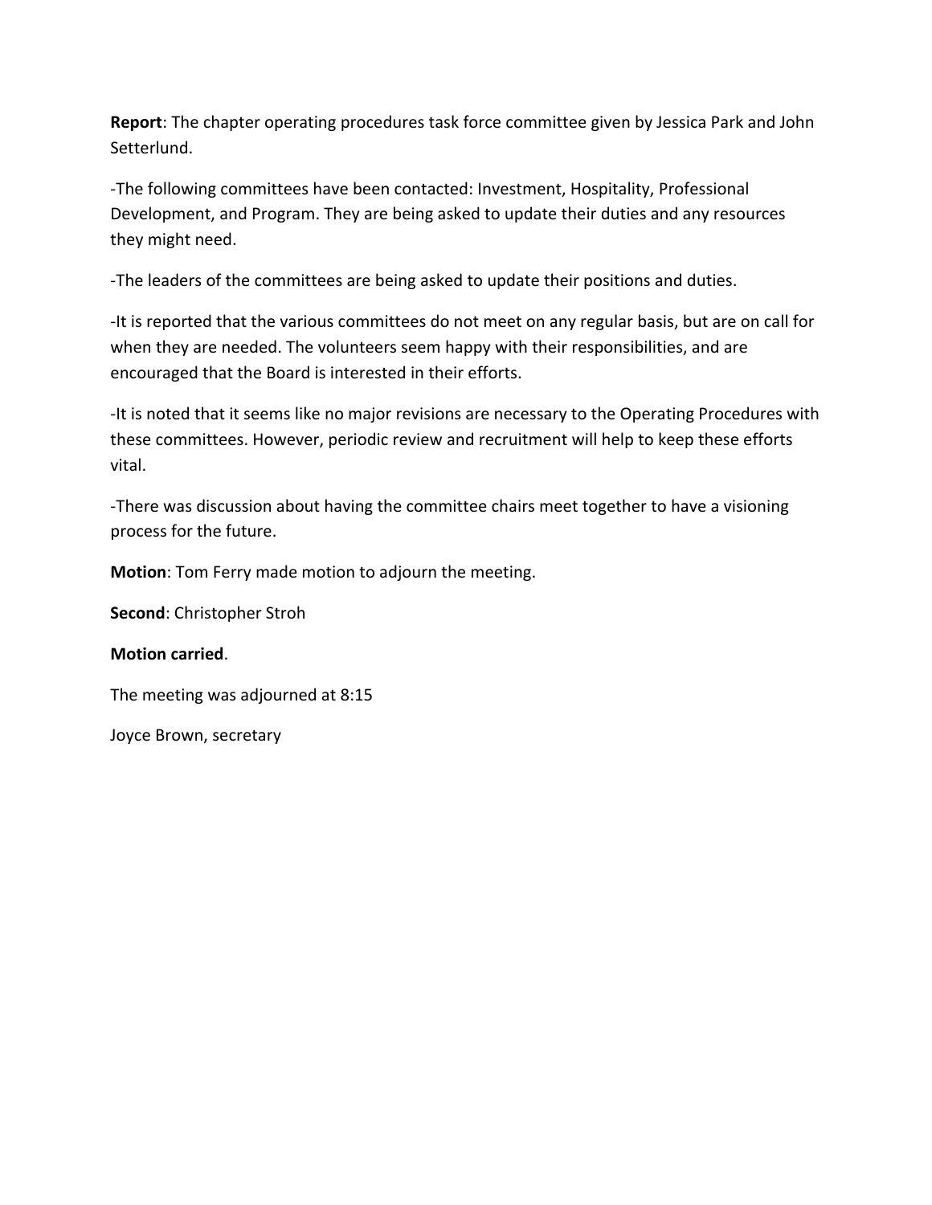**Report**: The chapter operating procedures task force committee given by Jessica Park and John Setterlund.

-The following committees have been contacted: Investment, Hospitality, Professional Development, and Program. They are being asked to update their duties and any resources they might need.

-The leaders of the committees are being asked to update their positions and duties.

-It is reported that the various committees do not meet on any regular basis, but are on call for when they are needed. The volunteers seem happy with their responsibilities, and are encouraged that the Board is interested in their efforts.

-It is noted that it seems like no major revisions are necessary to the Operating Procedures with these committees. However, periodic review and recruitment will help to keep these efforts vital.

-There was discussion about having the committee chairs meet together to have a visioning process for the future.

**Motion**: Tom Ferry made motion to adjourn the meeting.

**Second**: Christopher Stroh

**Motion carried**.

The meeting was adjourned at 8:15

Joyce Brown, secretary